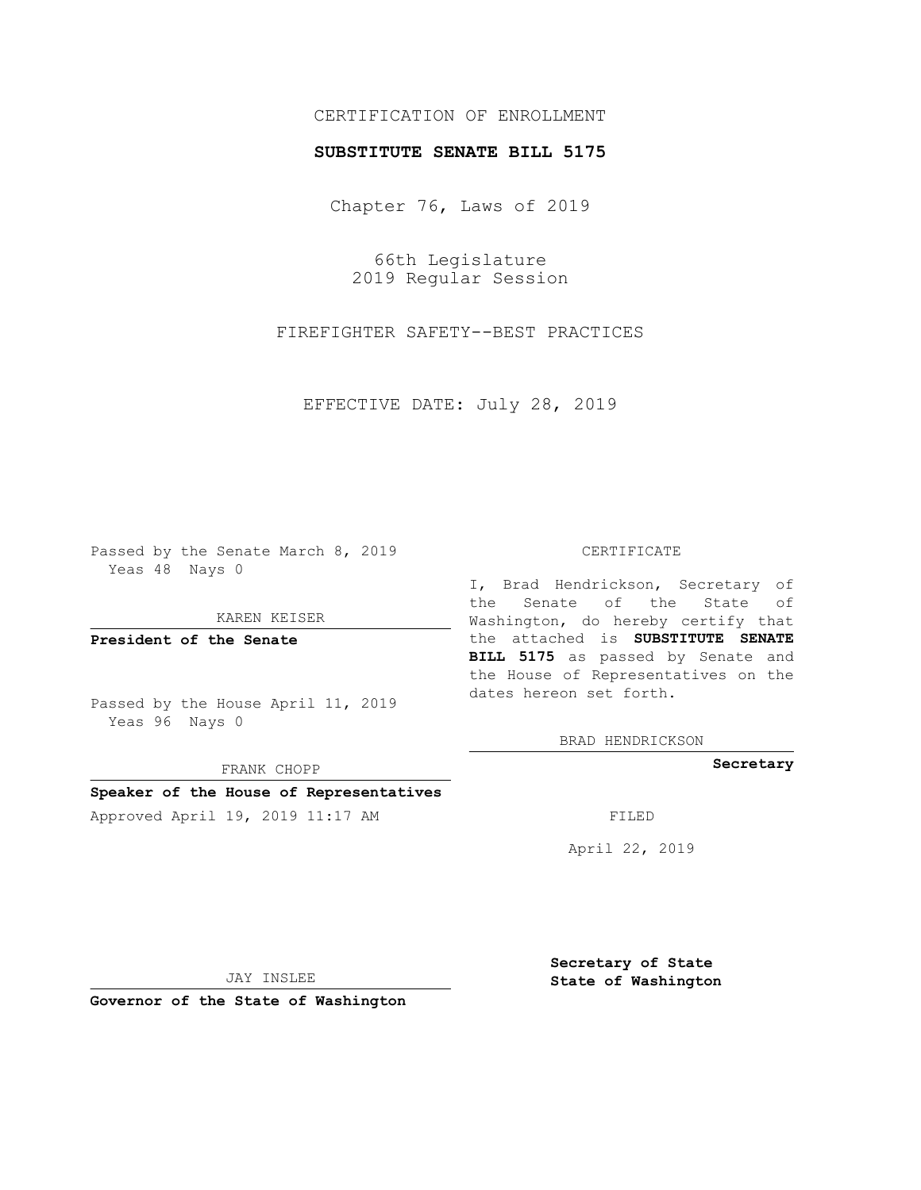CERTIFICATION OF ENROLLMENT

**SUBSTITUTE SENATE BILL 5175**

Chapter 76, Laws of 2019

66th Legislature
2019 Regular Session

FIREFIGHTER SAFETY--BEST PRACTICES

EFFECTIVE DATE: July 28, 2019

Passed by the Senate March 8, 2019
Yeas 48 Nays 0

KAREN KEISER

**President of the Senate**

Passed by the House April 11, 2019
Yeas 96 Nays 0

FRANK CHOPP

**Speaker of the House of Representatives**

Approved April 19, 2019 11:17 AM

JAY INSLEE

**Governor of the State of Washington**

CERTIFICATE

I, Brad Hendrickson, Secretary of the Senate of the State of Washington, do hereby certify that the attached is **SUBSTITUTE SENATE BILL 5175** as passed by Senate and the House of Representatives on the dates hereon set forth.

BRAD HENDRICKSON

**Secretary**

FILED

April 22, 2019

**Secretary of State**
**State of Washington**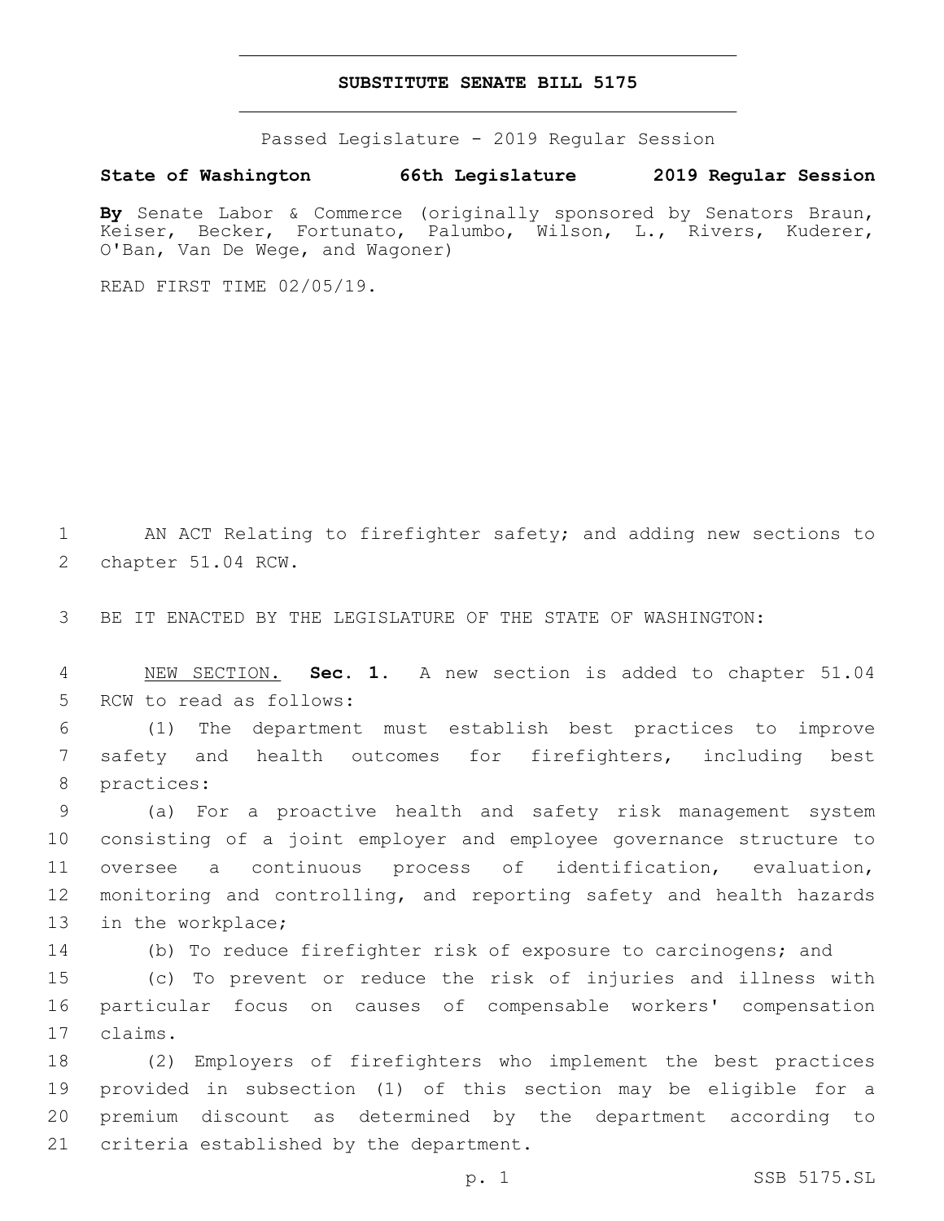# SUBSTITUTE SENATE BILL 5175

Passed Legislature - 2019 Regular Session

**State of Washington 66th Legislature 2019 Regular Session**

**By** Senate Labor & Commerce (originally sponsored by Senators Braun, Keiser, Becker, Fortunato, Palumbo, Wilson, L., Rivers, Kuderer, O'Ban, Van De Wege, and Wagoner)

READ FIRST TIME 02/05/19.

AN ACT Relating to firefighter safety; and adding new sections to chapter 51.04 RCW.

BE IT ENACTED BY THE LEGISLATURE OF THE STATE OF WASHINGTON:

NEW SECTION. **Sec. 1.** A new section is added to chapter 51.04 RCW to read as follows:

(1) The department must establish best practices to improve safety and health outcomes for firefighters, including best practices:

(a) For a proactive health and safety risk management system consisting of a joint employer and employee governance structure to oversee a continuous process of identification, evaluation, monitoring and controlling, and reporting safety and health hazards in the workplace;

(b) To reduce firefighter risk of exposure to carcinogens; and

(c) To prevent or reduce the risk of injuries and illness with particular focus on causes of compensable workers' compensation claims.

(2) Employers of firefighters who implement the best practices provided in subsection (1) of this section may be eligible for a premium discount as determined by the department according to criteria established by the department.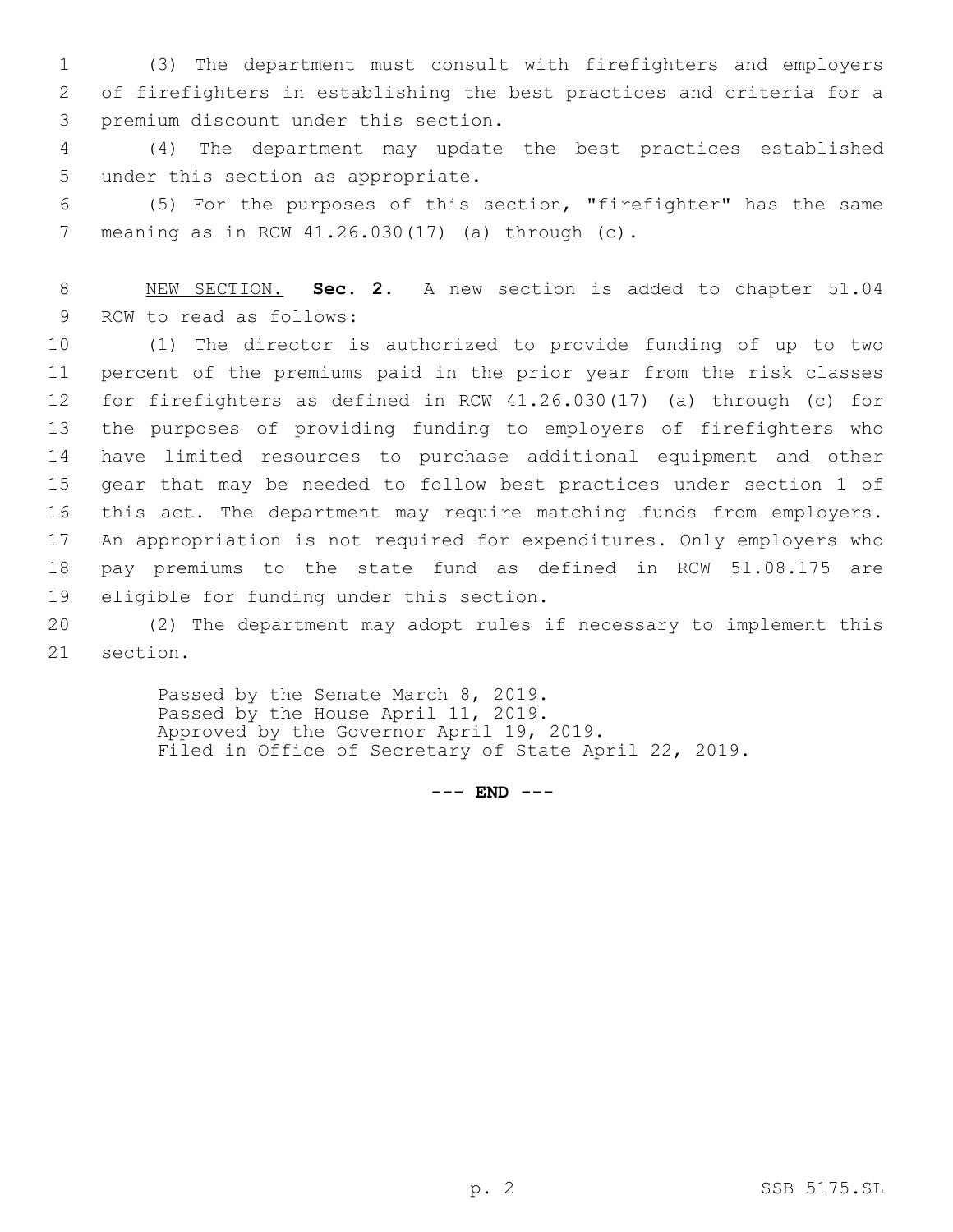(3) The department must consult with firefighters and employers of firefighters in establishing the best practices and criteria for a premium discount under this section.

(4) The department may update the best practices established under this section as appropriate.

(5) For the purposes of this section, "firefighter" has the same meaning as in RCW 41.26.030(17) (a) through (c).

NEW SECTION. **Sec. 2.** A new section is added to chapter 51.04 RCW to read as follows:

(1) The director is authorized to provide funding of up to two percent of the premiums paid in the prior year from the risk classes for firefighters as defined in RCW 41.26.030(17) (a) through (c) for the purposes of providing funding to employers of firefighters who have limited resources to purchase additional equipment and other gear that may be needed to follow best practices under section 1 of this act. The department may require matching funds from employers. An appropriation is not required for expenditures. Only employers who pay premiums to the state fund as defined in RCW 51.08.175 are eligible for funding under this section.

(2) The department may adopt rules if necessary to implement this section.

Passed by the Senate March 8, 2019.
Passed by the House April 11, 2019.
Approved by the Governor April 19, 2019.
Filed in Office of Secretary of State April 22, 2019.

--- END ---